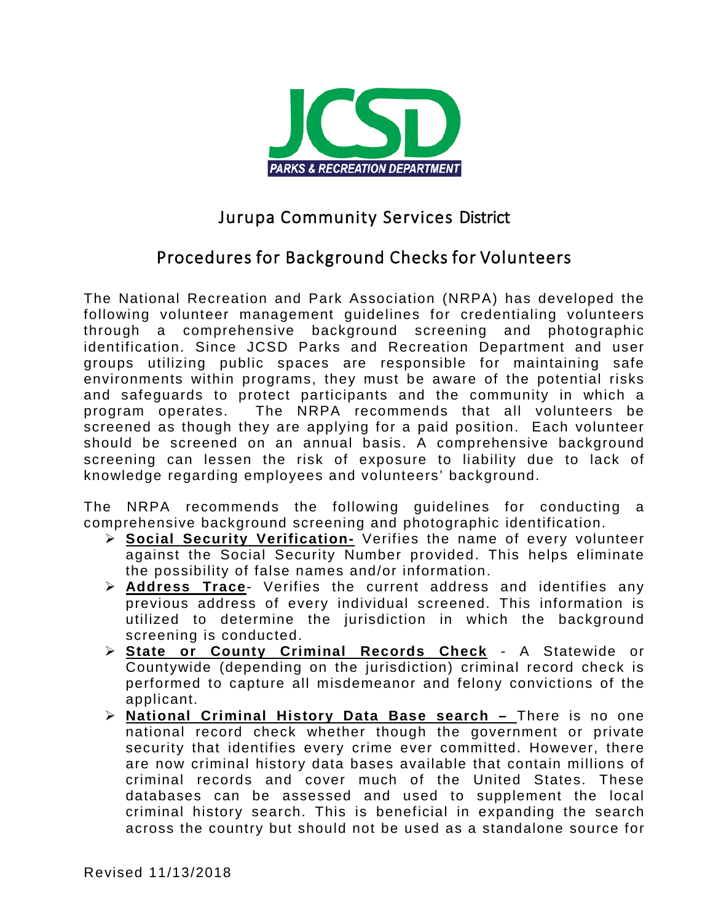JCSD

PARKS & RECREATION DEPARTMENT

# Jurupa Community Services District

## Procedures for Background Checks for Volunteers

The National Recreation and Park Association (NRPA) has developed the following volunteer management guidelines for credentialing volunteers through a comprehensive background screening and photographic identification. Since JCSD Parks and Recreation Department and user groups utilizing public spaces are responsible for maintaining safe environments within programs, they must be aware of the potential risks and safeguards to protect participants and the community in which a program operates. The NRPA recommends that all volunteers be screened as though they are applying for a paid position. Each volunteer should be screened on an annual basis. A comprehensive background screening can lessen the risk of exposure to liability due to lack of knowledge regarding employees and volunteers' background.

The NRPA recommends the following guidelines for conducting a comprehensive background screening and photographic identification.

- **Social Security Verification-** Verifies the name of every volunteer against the Social Security Number provided. This helps eliminate the possibility of false names and/or information.
- **Address Trace**- Verifies the current address and identifies any previous address of every individual screened. This information is utilized to determine the jurisdiction in which the background screening is conducted.
- **State or County Criminal Records Check** - A Statewide or Countywide (depending on the jurisdiction) criminal record check is performed to capture all misdemeanor and felony convictions of the applicant.
- **National Criminal History Data Base search –** There is no one national record check whether though the government or private security that identifies every crime ever committed. However, there are now criminal history data bases available that contain millions of criminal records and cover much of the United States. These databases can be assessed and used to supplement the local criminal history search. This is beneficial in expanding the search across the country but should not be used as a standalone source for

Revised 11/13/2018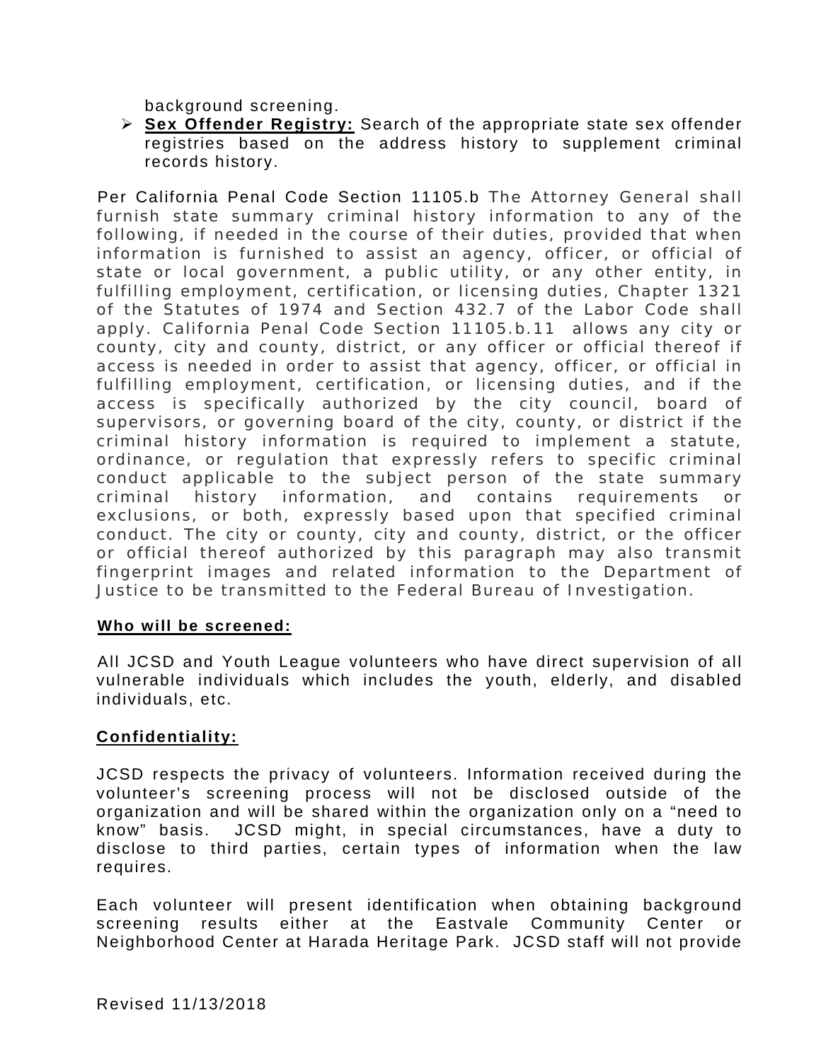background screening.

- **Sex Offender Registry:** Search of the appropriate state sex offender registries based on the address history to supplement criminal records history.

Per California Penal Code Section 11105.b The Attorney General shall furnish state summary criminal history information to any of the following, if needed in the course of their duties, provided that when information is furnished to assist an agency, officer, or official of state or local government, a public utility, or any other entity, in fulfilling employment, certification, or licensing duties, Chapter 1321 of the Statutes of 1974 and Section 432.7 of the Labor Code shall apply. California Penal Code Section 11105.b.11 allows any city or county, city and county, district, or any officer or official thereof if access is needed in order to assist that agency, officer, or official in fulfilling employment, certification, or licensing duties, and if the access is specifically authorized by the city council, board of supervisors, or governing board of the city, county, or district if the criminal history information is required to implement a statute, ordinance, or regulation that expressly refers to specific criminal conduct applicable to the subject person of the state summary criminal history information, and contains requirements or exclusions, or both, expressly based upon that specified criminal conduct. The city or county, city and county, district, or the officer or official thereof authorized by this paragraph may also transmit fingerprint images and related information to the Department of Justice to be transmitted to the Federal Bureau of Investigation.

**Who will be screened:**

All JCSD and Youth League volunteers who have direct supervision of all vulnerable individuals which includes the youth, elderly, and disabled individuals, etc.

**Confidentiality:**

JCSD respects the privacy of volunteers. Information received during the volunteer's screening process will not be disclosed outside of the organization and will be shared within the organization only on a "need to know" basis. JCSD might, in special circumstances, have a duty to disclose to third parties, certain types of information when the law requires.

Each volunteer will present identification when obtaining background screening results either at the Eastvale Community Center or Neighborhood Center at Harada Heritage Park. JCSD staff will not provide

Revised 11/13/2018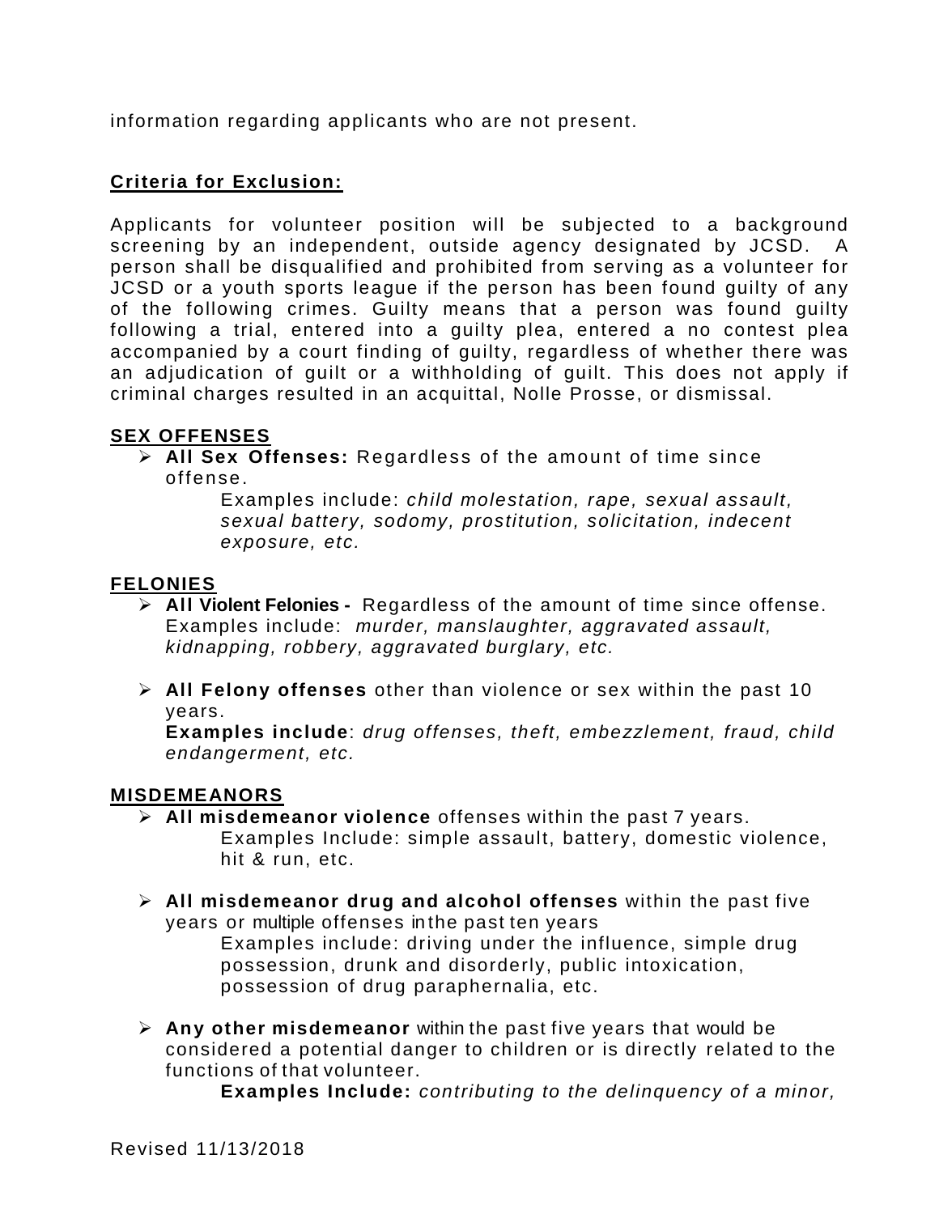information regarding applicants who are not present.

**Criteria for Exclusion:**

Applicants for volunteer position will be subjected to a background screening by an independent, outside agency designated by JCSD. A person shall be disqualified and prohibited from serving as a volunteer for JCSD or a youth sports league if the person has been found guilty of any of the following crimes. Guilty means that a person was found guilty following a trial, entered into a guilty plea, entered a no contest plea accompanied by a court finding of guilty, regardless of whether there was an adjudication of guilt or a withholding of guilt. This does not apply if criminal charges resulted in an acquittal, Nolle Prosse, or dismissal.

**SEX OFFENSES**

- **All Sex Offenses:** Regardless of the amount of time since offense.
  
  Examples include: *child molestation, rape, sexual assault, sexual battery, sodomy, prostitution, solicitation, indecent exposure, etc.*

**FELONIES**

- **All Violent Felonies -** Regardless of the amount of time since offense. Examples include: *murder, manslaughter, aggravated assault, kidnapping, robbery, aggravated burglary, etc.*

- **All Felony offenses** other than violence or sex within the past 10 years.
  
  **Examples include**: *drug offenses, theft, embezzlement, fraud, child endangerment, etc.*

**MISDEMEANORS**

- **All misdemeanor violence** offenses within the past 7 years.
  
  Examples Include: simple assault, battery, domestic violence, hit & run, etc.

- **All misdemeanor drug and alcohol offenses** within the past five years or multiple offenses in the past ten years
  
  Examples include: driving under the influence, simple drug possession, drunk and disorderly, public intoxication, possession of drug paraphernalia, etc.

- **Any other misdemeanor** within the past five years that would be considered a potential danger to children or is directly related to the functions of that volunteer.
  
  **Examples Include:** *contributing to the delinquency of a minor,*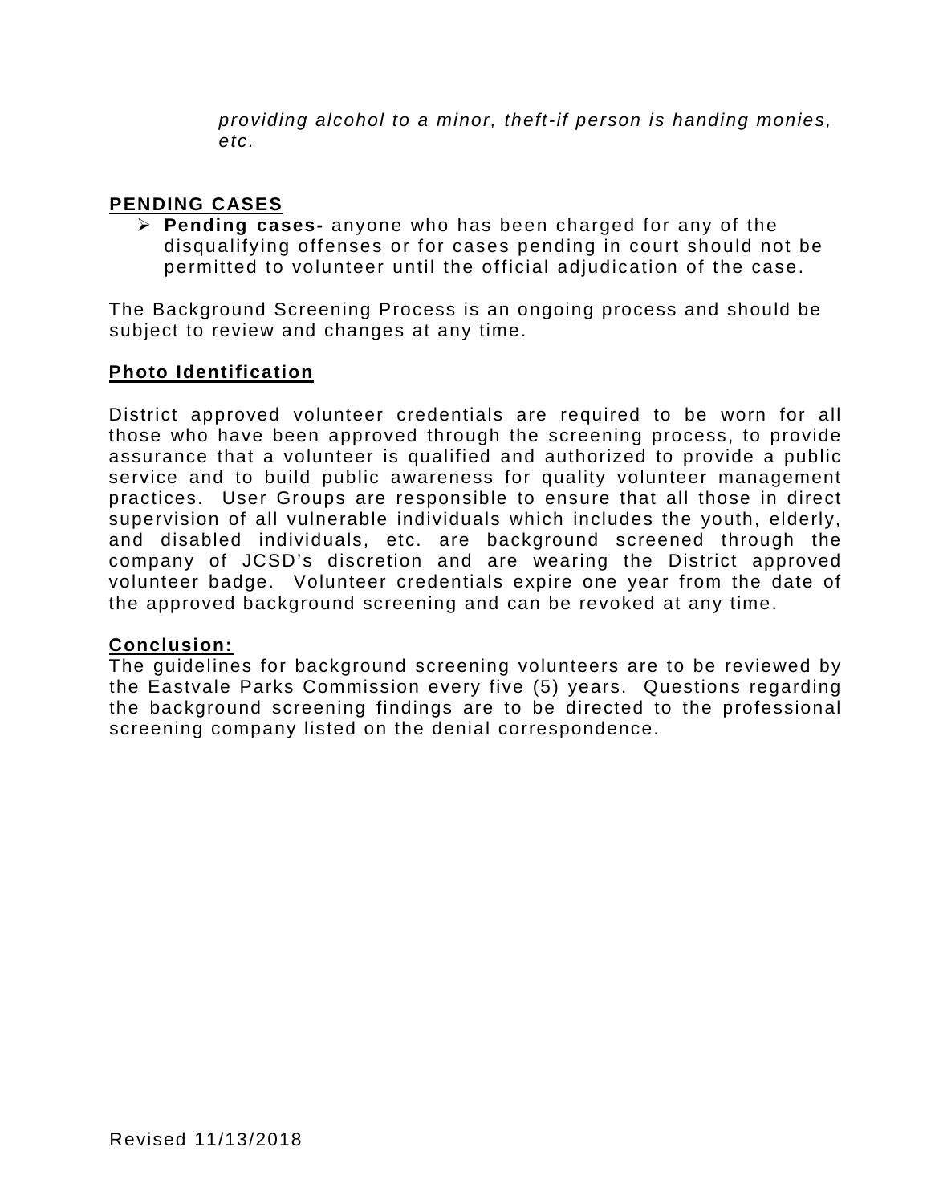*providing alcohol to a minor, theft-if person is handing monies, etc.*

**PENDING CASES**

- **Pending cases-** anyone who has been charged for any of the disqualifying offenses or for cases pending in court should not be permitted to volunteer until the official adjudication of the case.

The Background Screening Process is an ongoing process and should be subject to review and changes at any time.

**Photo Identification**

District approved volunteer credentials are required to be worn for all those who have been approved through the screening process, to provide assurance that a volunteer is qualified and authorized to provide a public service and to build public awareness for quality volunteer management practices. User Groups are responsible to ensure that all those in direct supervision of all vulnerable individuals which includes the youth, elderly, and disabled individuals, etc. are background screened through the company of JCSD's discretion and are wearing the District approved volunteer badge. Volunteer credentials expire one year from the date of the approved background screening and can be revoked at any time.

**Conclusion:**

The guidelines for background screening volunteers are to be reviewed by the Eastvale Parks Commission every five (5) years. Questions regarding the background screening findings are to be directed to the professional screening company listed on the denial correspondence.

Revised 11/13/2018